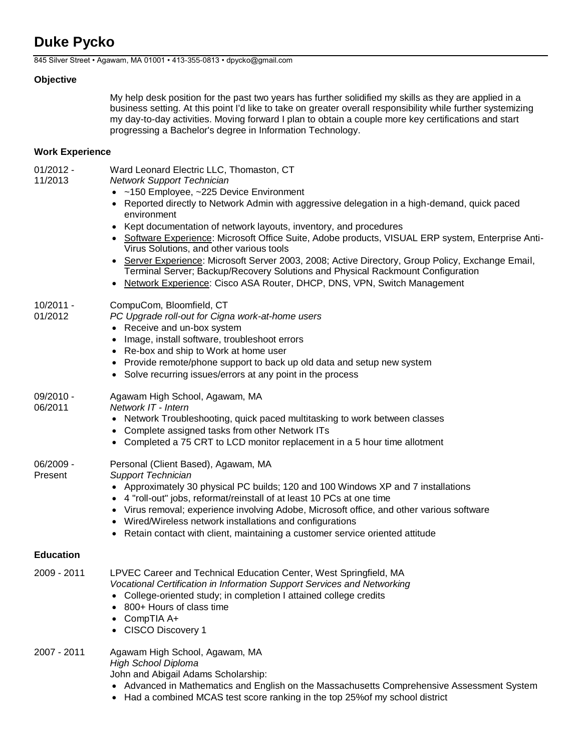# Duke Pycko

845 Silver Street • Agawam, MA 01001 • 413-355-0813 • dpycko@gmail.com

## Objective

My help desk position for the past two years has further solidified my skills as they are applied in a business setting. At this point I'd like to take on greater overall responsibility while further systemizing my day-to-day activities. Moving forward I plan to obtain a couple more key certifications and start progressing a Bachelor's degree in Information Technology.

## Work Experience

**01/2012 - 11/2013**
Ward Leonard Electric LLC, Thomaston, CT
*Network Support Technician*

- ~150 Employee, ~225 Device Environment
- Reported directly to Network Admin with aggressive delegation in a high-demand, quick paced environment
- Kept documentation of network layouts, inventory, and procedures
- Software Experience: Microsoft Office Suite, Adobe products, VISUAL ERP system, Enterprise Anti-Virus Solutions, and other various tools
- Server Experience: Microsoft Server 2003, 2008; Active Directory, Group Policy, Exchange Email, Terminal Server; Backup/Recovery Solutions and Physical Rackmount Configuration
- Network Experience: Cisco ASA Router, DHCP, DNS, VPN, Switch Management

**10/2011 - 01/2012**
CompuCom, Bloomfield, CT
*PC Upgrade roll-out for Cigna work-at-home users*

- Receive and un-box system
- Image, install software, troubleshoot errors
- Re-box and ship to Work at home user
- Provide remote/phone support to back up old data and setup new system
- Solve recurring issues/errors at any point in the process

**09/2010 - 06/2011**
Agawam High School, Agawam, MA
*Network IT - Intern*

- Network Troubleshooting, quick paced multitasking to work between classes
- Complete assigned tasks from other Network ITs
- Completed a 75 CRT to LCD monitor replacement in a 5 hour time allotment

**06/2009 - Present**
Personal (Client Based), Agawam, MA
*Support Technician*

- Approximately 30 physical PC builds; 120 and 100 Windows XP and 7 installations
- 4 "roll-out" jobs, reformat/reinstall of at least 10 PCs at one time
- Virus removal; experience involving Adobe, Microsoft office, and other various software
- Wired/Wireless network installations and configurations
- Retain contact with client, maintaining a customer service oriented attitude

## Education

**2009 - 2011**
LPVEC Career and Technical Education Center, West Springfield, MA
*Vocational Certification in Information Support Services and Networking*

- College-oriented study; in completion I attained college credits
- 800+ Hours of class time
- CompTIA A+
- CISCO Discovery 1

**2007 - 2011**
Agawam High School, Agawam, MA
*High School Diploma*
John and Abigail Adams Scholarship:

- Advanced in Mathematics and English on the Massachusetts Comprehensive Assessment System
- Had a combined MCAS test score ranking in the top 25%of my school district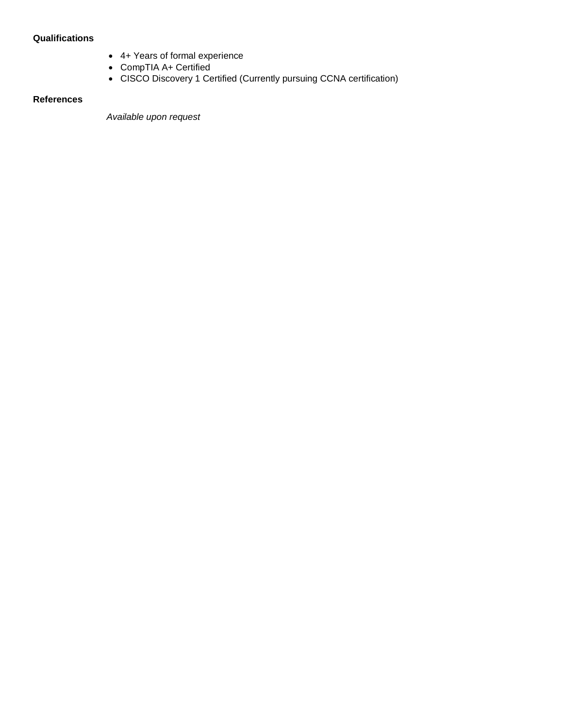**Qualifications**

- 4+ Years of formal experience
- CompTIA A+ Certified
- CISCO Discovery 1 Certified (Currently pursuing CCNA certification)

**References**

*Available upon request*